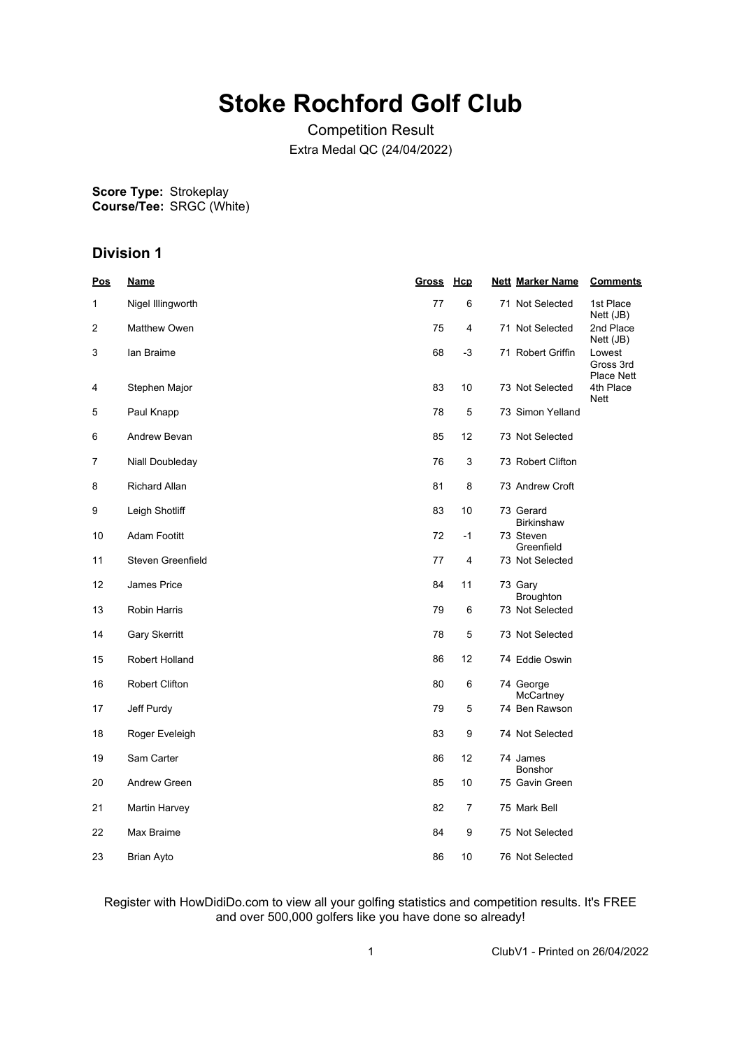# Stoke Rochford Golf Club

Competition Result

Extra Medal QC (24/04/2022)

**Score Type:** Strokeplay
**Course/Tee:** SRGC (White)

## Division 1

| Pos | Name | Gross | Hcp | Nett | Marker Name | Comments |
|---|---|---|---|---|---|---|
| 1 | Nigel Illingworth | 77 | 6 | 71 | Not Selected | 1st Place Nett (JB) |
| 2 | Matthew Owen | 75 | 4 | 71 | Not Selected | 2nd Place Nett (JB) |
| 3 | Ian Braime | 68 | -3 | 71 | Robert Griffin | Lowest Gross 3rd Place Nett |
| 4 | Stephen Major | 83 | 10 | 73 | Not Selected | 4th Place Nett |
| 5 | Paul Knapp | 78 | 5 | 73 | Simon Yelland | |
| 6 | Andrew Bevan | 85 | 12 | 73 | Not Selected | |
| 7 | Niall Doubleday | 76 | 3 | 73 | Robert Clifton | |
| 8 | Richard Allan | 81 | 8 | 73 | Andrew Croft | |
| 9 | Leigh Shotliff | 83 | 10 | 73 | Gerard Birkinshaw | |
| 10 | Adam Footitt | 72 | -1 | 73 | Steven Greenfield | |
| 11 | Steven Greenfield | 77 | 4 | 73 | Not Selected | |
| 12 | James Price | 84 | 11 | 73 | Gary Broughton | |
| 13 | Robin Harris | 79 | 6 | 73 | Not Selected | |
| 14 | Gary Skerritt | 78 | 5 | 73 | Not Selected | |
| 15 | Robert Holland | 86 | 12 | 74 | Eddie Oswin | |
| 16 | Robert Clifton | 80 | 6 | 74 | George McCartney | |
| 17 | Jeff Purdy | 79 | 5 | 74 | Ben Rawson | |
| 18 | Roger Eveleigh | 83 | 9 | 74 | Not Selected | |
| 19 | Sam Carter | 86 | 12 | 74 | James Bonshor | |
| 20 | Andrew Green | 85 | 10 | 75 | Gavin Green | |
| 21 | Martin Harvey | 82 | 7 | 75 | Mark Bell | |
| 22 | Max Braime | 84 | 9 | 75 | Not Selected | |
| 23 | Brian Ayto | 86 | 10 | 76 | Not Selected | |

Register with HowDidiDo.com to view all your golfing statistics and competition results. It's FREE and over 500,000 golfers like you have done so already!

ClubV1 - Printed on 26/04/2022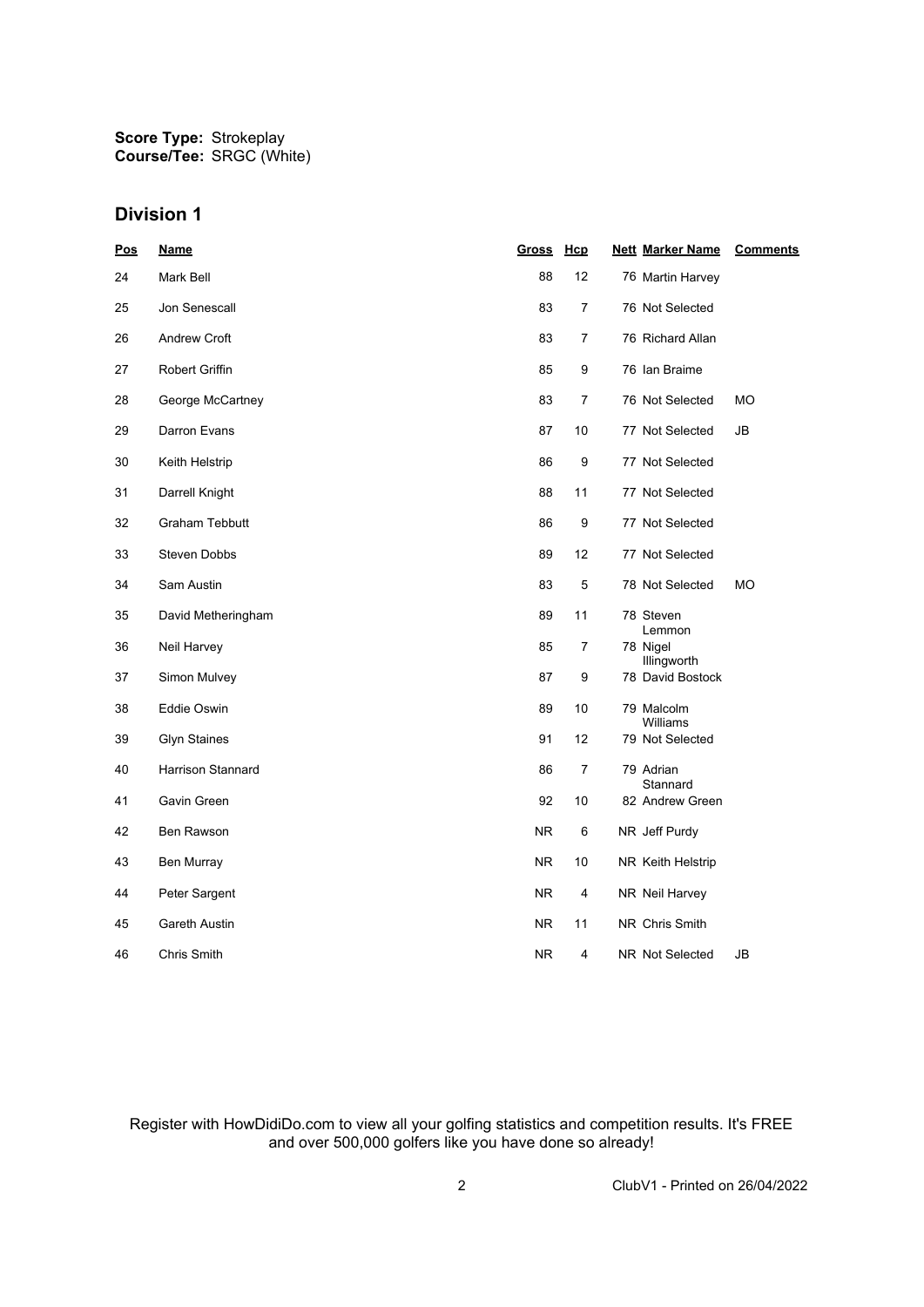**Score Type:** Strokeplay
**Course/Tee:** SRGC (White)

## Division 1

| Pos | Name | Gross | Hcp | Nett | Marker Name | Comments |
|---|---|---|---|---|---|---|
| 24 | Mark Bell | 88 | 12 | 76 | Martin Harvey | |
| 25 | Jon Senescall | 83 | 7 | 76 | Not Selected | |
| 26 | Andrew Croft | 83 | 7 | 76 | Richard Allan | |
| 27 | Robert Griffin | 85 | 9 | 76 | Ian Braime | |
| 28 | George McCartney | 83 | 7 | 76 | Not Selected | MO |
| 29 | Darron Evans | 87 | 10 | 77 | Not Selected | JB |
| 30 | Keith Helstrip | 86 | 9 | 77 | Not Selected | |
| 31 | Darrell Knight | 88 | 11 | 77 | Not Selected | |
| 32 | Graham Tebbutt | 86 | 9 | 77 | Not Selected | |
| 33 | Steven Dobbs | 89 | 12 | 77 | Not Selected | |
| 34 | Sam Austin | 83 | 5 | 78 | Not Selected | MO |
| 35 | David Metheringham | 89 | 11 | 78 | Steven Lemmon | |
| 36 | Neil Harvey | 85 | 7 | 78 | Nigel Illingworth | |
| 37 | Simon Mulvey | 87 | 9 | 78 | David Bostock | |
| 38 | Eddie Oswin | 89 | 10 | 79 | Malcolm Williams | |
| 39 | Glyn Staines | 91 | 12 | 79 | Not Selected | |
| 40 | Harrison Stannard | 86 | 7 | 79 | Adrian Stannard | |
| 41 | Gavin Green | 92 | 10 | 82 | Andrew Green | |
| 42 | Ben Rawson | NR | 6 | NR | Jeff Purdy | |
| 43 | Ben Murray | NR | 10 | NR | Keith Helstrip | |
| 44 | Peter Sargent | NR | 4 | NR | Neil Harvey | |
| 45 | Gareth Austin | NR | 11 | NR | Chris Smith | |
| 46 | Chris Smith | NR | 4 | NR | Not Selected | JB |

Register with HowDidiDo.com to view all your golfing statistics and competition results. It's FREE and over 500,000 golfers like you have done so already!

ClubV1 - Printed on 26/04/2022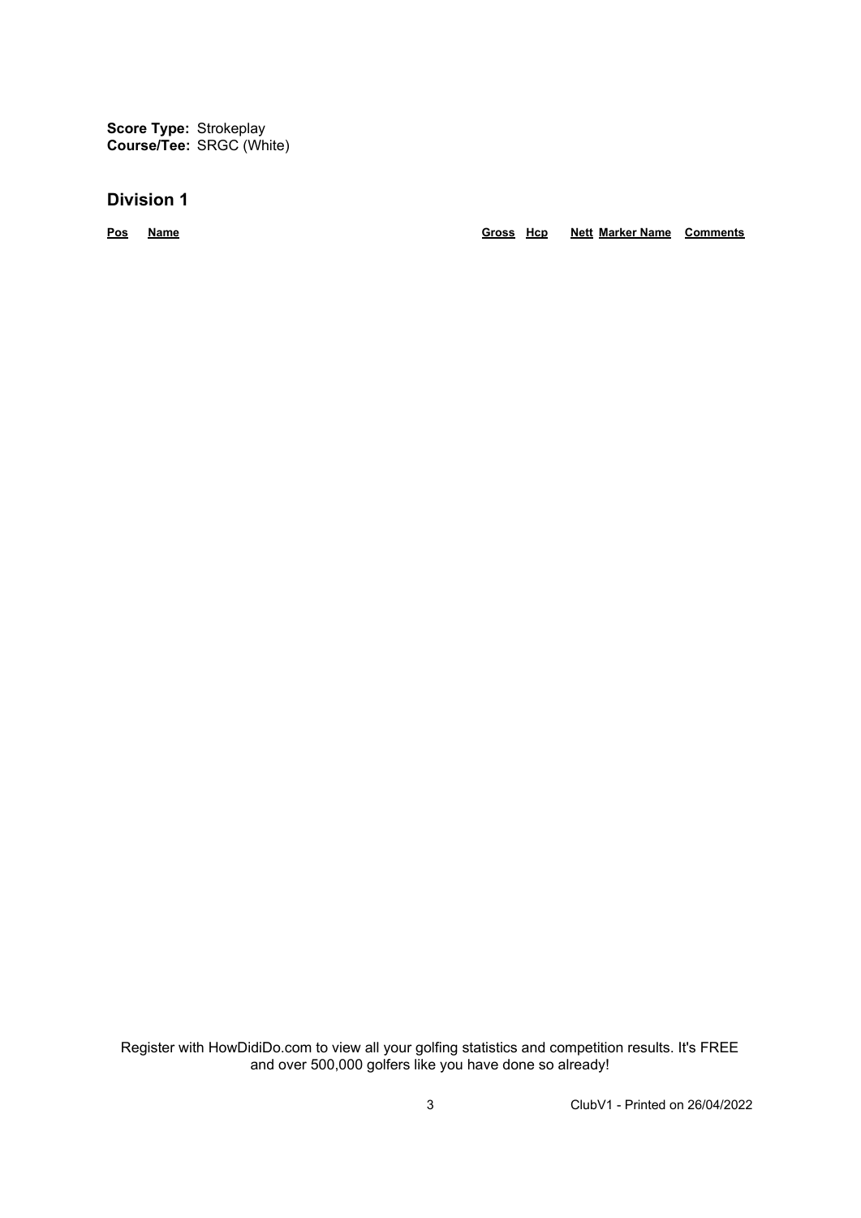**Score Type:** Strokeplay
**Course/Tee:** SRGC (White)

## Division 1

| Pos | Name | Gross | Hcp | Nett | Marker Name | Comments |
|---|---|---|---|---|---|---|

Register with HowDidiDo.com to view all your golfing statistics and competition results. It's FREE and over 500,000 golfers like you have done so already!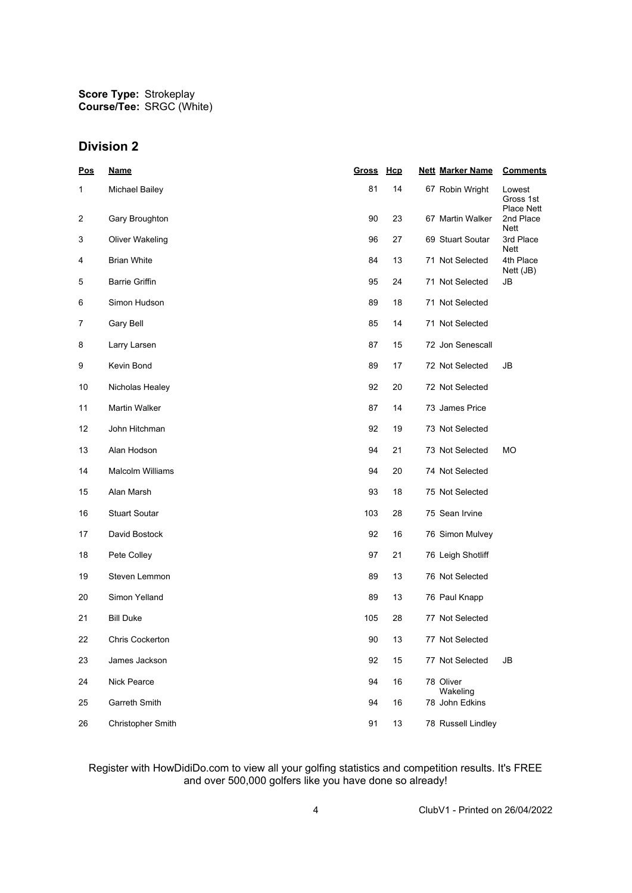**Score Type:** Strokeplay
**Course/Tee:** SRGC (White)

## Division 2

| Pos | Name | Gross | Hcp | Nett | Marker Name | Comments |
|---|---|---|---|---|---|---|
| 1 | Michael Bailey | 81 | 14 | 67 | Robin Wright | Lowest Gross 1st Place Nett |
| 2 | Gary Broughton | 90 | 23 | 67 | Martin Walker | 2nd Place Nett |
| 3 | Oliver Wakeling | 96 | 27 | 69 | Stuart Soutar | 3rd Place Nett |
| 4 | Brian White | 84 | 13 | 71 | Not Selected | 4th Place Nett (JB) |
| 5 | Barrie Griffin | 95 | 24 | 71 | Not Selected | JB |
| 6 | Simon Hudson | 89 | 18 | 71 | Not Selected | |
| 7 | Gary Bell | 85 | 14 | 71 | Not Selected | |
| 8 | Larry Larsen | 87 | 15 | 72 | Jon Senescall | |
| 9 | Kevin Bond | 89 | 17 | 72 | Not Selected | JB |
| 10 | Nicholas Healey | 92 | 20 | 72 | Not Selected | |
| 11 | Martin Walker | 87 | 14 | 73 | James Price | |
| 12 | John Hitchman | 92 | 19 | 73 | Not Selected | |
| 13 | Alan Hodson | 94 | 21 | 73 | Not Selected | MO |
| 14 | Malcolm Williams | 94 | 20 | 74 | Not Selected | |
| 15 | Alan Marsh | 93 | 18 | 75 | Not Selected | |
| 16 | Stuart Soutar | 103 | 28 | 75 | Sean Irvine | |
| 17 | David Bostock | 92 | 16 | 76 | Simon Mulvey | |
| 18 | Pete Colley | 97 | 21 | 76 | Leigh Shotliff | |
| 19 | Steven Lemmon | 89 | 13 | 76 | Not Selected | |
| 20 | Simon Yelland | 89 | 13 | 76 | Paul Knapp | |
| 21 | Bill Duke | 105 | 28 | 77 | Not Selected | |
| 22 | Chris Cockerton | 90 | 13 | 77 | Not Selected | |
| 23 | James Jackson | 92 | 15 | 77 | Not Selected | JB |
| 24 | Nick Pearce | 94 | 16 | 78 | Oliver Wakeling | |
| 25 | Garreth Smith | 94 | 16 | 78 | John Edkins | |
| 26 | Christopher Smith | 91 | 13 | 78 | Russell Lindley | |

Register with HowDidiDo.com to view all your golfing statistics and competition results. It's FREE and over 500,000 golfers like you have done so already!

ClubV1 - Printed on 26/04/2022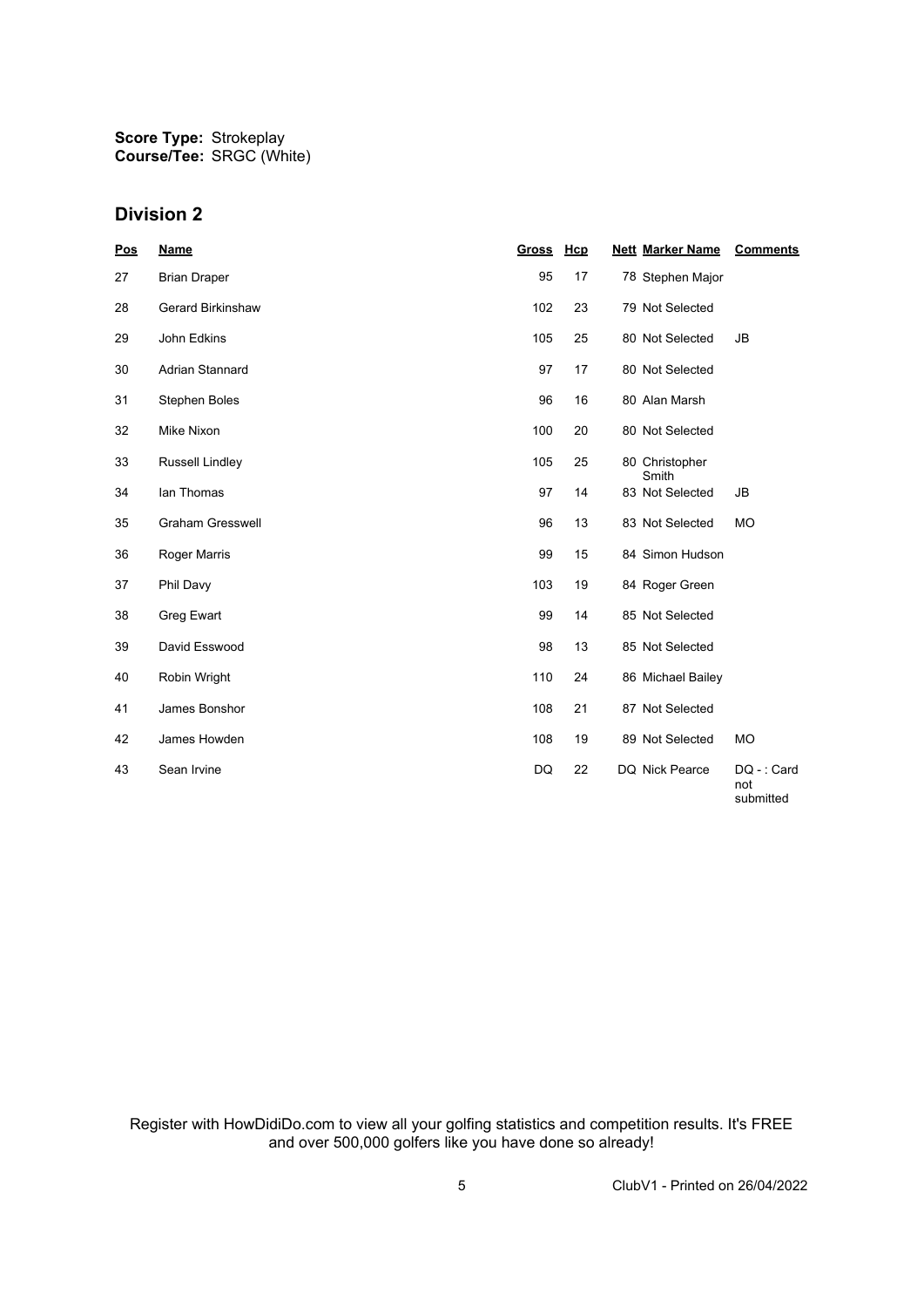**Score Type:** Strokeplay
**Course/Tee:** SRGC (White)

## Division 2

| Pos | Name | Gross | Hcp | Nett | Marker Name | Comments |
|---|---|---|---|---|---|---|
| 27 | Brian Draper | 95 | 17 | 78 | Stephen Major | |
| 28 | Gerard Birkinshaw | 102 | 23 | 79 | Not Selected | |
| 29 | John Edkins | 105 | 25 | 80 | Not Selected | JB |
| 30 | Adrian Stannard | 97 | 17 | 80 | Not Selected | |
| 31 | Stephen Boles | 96 | 16 | 80 | Alan Marsh | |
| 32 | Mike Nixon | 100 | 20 | 80 | Not Selected | |
| 33 | Russell Lindley | 105 | 25 | 80 | Christopher Smith | |
| 34 | Ian Thomas | 97 | 14 | 83 | Not Selected | JB |
| 35 | Graham Gresswell | 96 | 13 | 83 | Not Selected | MO |
| 36 | Roger Marris | 99 | 15 | 84 | Simon Hudson | |
| 37 | Phil Davy | 103 | 19 | 84 | Roger Green | |
| 38 | Greg Ewart | 99 | 14 | 85 | Not Selected | |
| 39 | David Esswood | 98 | 13 | 85 | Not Selected | |
| 40 | Robin Wright | 110 | 24 | 86 | Michael Bailey | |
| 41 | James Bonshor | 108 | 21 | 87 | Not Selected | |
| 42 | James Howden | 108 | 19 | 89 | Not Selected | MO |
| 43 | Sean Irvine | DQ | 22 | DQ | Nick Pearce | DQ - : Card not submitted |

Register with HowDidiDo.com to view all your golfing statistics and competition results. It's FREE and over 500,000 golfers like you have done so already!

ClubV1 - Printed on 26/04/2022